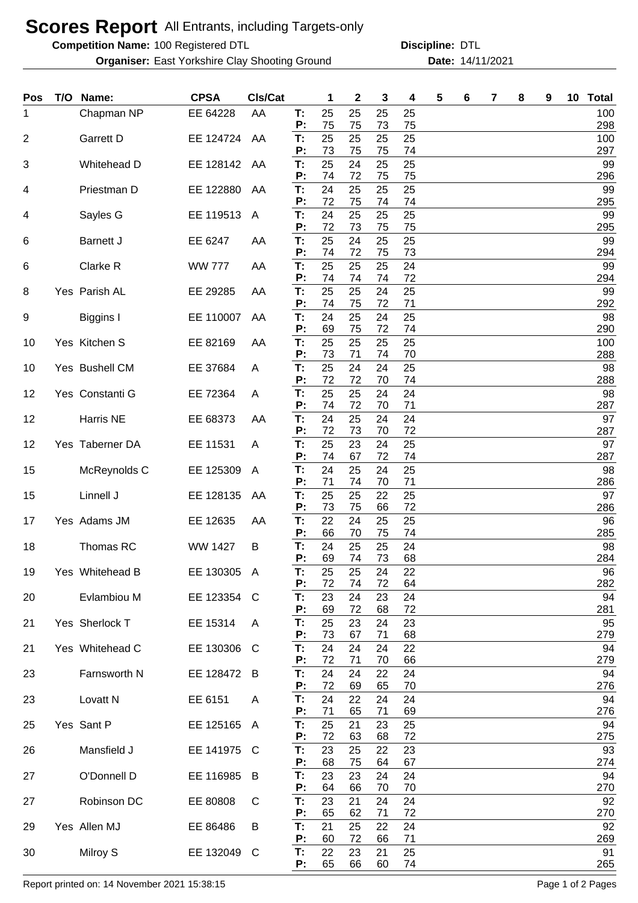# Scores Report All Entrants, including Targets-only

**Competition Name:** 100 Registered DTL **Discipline:** DTL

**Organiser:** East Yorkshire Clay Shooting Ground **Date:** 14/11/2021

| Pos | T/O | Name: | CPSA | Cls/Cat | | 1 | 2 | 3 | 4 | 5 | 6 | 7 | 8 | 9 | 10 | Total |
|---|---|---|---|---|---|---|---|---|---|---|---|---|---|---|---|---|
| 1 | | Chapman NP | EE 64228 | AA | T: | 25 | 25 | 25 | 25 | | | | | | | 100 |
| | | | | | P: | 75 | 75 | 73 | 75 | | | | | | | 298 |
| 2 | | Garrett D | EE 124724 | AA | T: | 25 | 25 | 25 | 25 | | | | | | | 100 |
| | | | | | P: | 73 | 75 | 75 | 74 | | | | | | | 297 |
| 3 | | Whitehead D | EE 128142 | AA | T: | 25 | 24 | 25 | 25 | | | | | | | 99 |
| | | | | | P: | 74 | 72 | 75 | 75 | | | | | | | 296 |
| 4 | | Priestman D | EE 122880 | AA | T: | 24 | 25 | 25 | 25 | | | | | | | 99 |
| | | | | | P: | 72 | 75 | 74 | 74 | | | | | | | 295 |
| 4 | | Sayles G | EE 119513 | A | T: | 24 | 25 | 25 | 25 | | | | | | | 99 |
| | | | | | P: | 72 | 73 | 75 | 75 | | | | | | | 295 |
| 6 | | Barnett J | EE 6247 | AA | T: | 25 | 24 | 25 | 25 | | | | | | | 99 |
| | | | | | P: | 74 | 72 | 75 | 73 | | | | | | | 294 |
| 6 | | Clarke R | WW 777 | AA | T: | 25 | 25 | 25 | 24 | | | | | | | 99 |
| | | | | | P: | 74 | 74 | 74 | 72 | | | | | | | 294 |
| 8 | Yes | Parish AL | EE 29285 | AA | T: | 25 | 25 | 24 | 25 | | | | | | | 99 |
| | | | | | P: | 74 | 75 | 72 | 71 | | | | | | | 292 |
| 9 | | Biggins I | EE 110007 | AA | T: | 24 | 25 | 24 | 25 | | | | | | | 98 |
| | | | | | P: | 69 | 75 | 72 | 74 | | | | | | | 290 |
| 10 | Yes | Kitchen S | EE 82169 | AA | T: | 25 | 25 | 25 | 25 | | | | | | | 100 |
| | | | | | P: | 73 | 71 | 74 | 70 | | | | | | | 288 |
| 10 | Yes | Bushell CM | EE 37684 | A | T: | 25 | 24 | 24 | 25 | | | | | | | 98 |
| | | | | | P: | 72 | 72 | 70 | 74 | | | | | | | 288 |
| 12 | Yes | Constanti G | EE 72364 | A | T: | 25 | 25 | 24 | 24 | | | | | | | 98 |
| | | | | | P: | 74 | 72 | 70 | 71 | | | | | | | 287 |
| 12 | | Harris NE | EE 68373 | AA | T: | 24 | 25 | 24 | 24 | | | | | | | 97 |
| | | | | | P: | 72 | 73 | 70 | 72 | | | | | | | 287 |
| 12 | Yes | Taberner DA | EE 11531 | A | T: | 25 | 23 | 24 | 25 | | | | | | | 97 |
| | | | | | P: | 74 | 67 | 72 | 74 | | | | | | | 287 |
| 15 | | McReynolds C | EE 125309 | A | T: | 24 | 25 | 24 | 25 | | | | | | | 98 |
| | | | | | P: | 71 | 74 | 70 | 71 | | | | | | | 286 |
| 15 | | Linnell J | EE 128135 | AA | T: | 25 | 25 | 22 | 25 | | | | | | | 97 |
| | | | | | P: | 73 | 75 | 66 | 72 | | | | | | | 286 |
| 17 | Yes | Adams JM | EE 12635 | AA | T: | 22 | 24 | 25 | 25 | | | | | | | 96 |
| | | | | | P: | 66 | 70 | 75 | 74 | | | | | | | 285 |
| 18 | | Thomas RC | WW 1427 | B | T: | 24 | 25 | 25 | 24 | | | | | | | 98 |
| | | | | | P: | 69 | 74 | 73 | 68 | | | | | | | 284 |
| 19 | Yes | Whitehead B | EE 130305 | A | T: | 25 | 25 | 24 | 22 | | | | | | | 96 |
| | | | | | P: | 72 | 74 | 72 | 64 | | | | | | | 282 |
| 20 | | Evlambiou M | EE 123354 | C | T: | 23 | 24 | 23 | 24 | | | | | | | 94 |
| | | | | | P: | 69 | 72 | 68 | 72 | | | | | | | 281 |
| 21 | Yes | Sherlock T | EE 15314 | A | T: | 25 | 23 | 24 | 23 | | | | | | | 95 |
| | | | | | P: | 73 | 67 | 71 | 68 | | | | | | | 279 |
| 21 | Yes | Whitehead C | EE 130306 | C | T: | 24 | 24 | 24 | 22 | | | | | | | 94 |
| | | | | | P: | 72 | 71 | 70 | 66 | | | | | | | 279 |
| 23 | | Farnsworth N | EE 128472 | B | T: | 24 | 24 | 22 | 24 | | | | | | | 94 |
| | | | | | P: | 72 | 69 | 65 | 70 | | | | | | | 276 |
| 23 | | Lovatt N | EE 6151 | A | T: | 24 | 22 | 24 | 24 | | | | | | | 94 |
| | | | | | P: | 71 | 65 | 71 | 69 | | | | | | | 276 |
| 25 | Yes | Sant P | EE 125165 | A | T: | 25 | 21 | 23 | 25 | | | | | | | 94 |
| | | | | | P: | 72 | 63 | 68 | 72 | | | | | | | 275 |
| 26 | | Mansfield J | EE 141975 | C | T: | 23 | 25 | 22 | 23 | | | | | | | 93 |
| | | | | | P: | 68 | 75 | 64 | 67 | | | | | | | 274 |
| 27 | | O'Donnell D | EE 116985 | B | T: | 23 | 23 | 24 | 24 | | | | | | | 94 |
| | | | | | P: | 64 | 66 | 70 | 70 | | | | | | | 270 |
| 27 | | Robinson DC | EE 80808 | C | T: | 23 | 21 | 24 | 24 | | | | | | | 92 |
| | | | | | P: | 65 | 62 | 71 | 72 | | | | | | | 270 |
| 29 | Yes | Allen MJ | EE 86486 | B | T: | 21 | 25 | 22 | 24 | | | | | | | 92 |
| | | | | | P: | 60 | 72 | 66 | 71 | | | | | | | 269 |
| 30 | | Milroy S | EE 132049 | C | T: | 22 | 23 | 21 | 25 | | | | | | | 91 |
| | | | | | P: | 65 | 66 | 60 | 74 | | | | | | | 265 |

Report printed on: 14 November 2021 15:38:15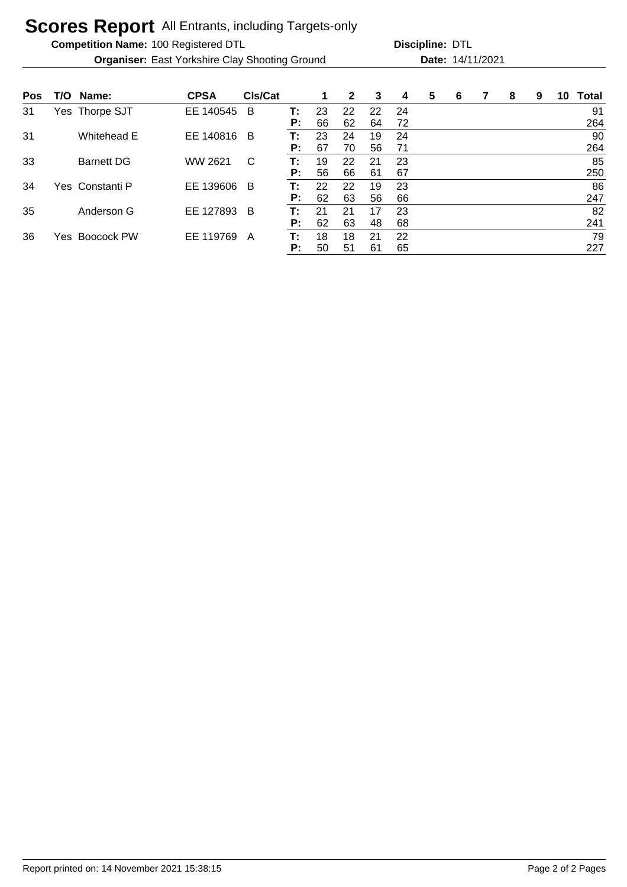# Scores Report All Entrants, including Targets-only

**Competition Name:** 100 Registered DTL **Discipline:** DTL

**Organiser:** East Yorkshire Clay Shooting Ground **Date:** 14/11/2021

| Pos | T/O | Name: | CPSA | Cls/Cat | | 1 | 2 | 3 | 4 | 5 | 6 | 7 | 8 | 9 | 10 | Total |
|---|---|---|---|---|---|---|---|---|---|---|---|---|---|---|---|---|
| 31 | Yes | Thorpe SJT | EE 140545 | B | T: | 23 | 22 | 22 | 24 | | | | | | | 91 |
| | | | | | P: | 66 | 62 | 64 | 72 | | | | | | | 264 |
| 31 | | Whitehead E | EE 140816 | B | T: | 23 | 24 | 19 | 24 | | | | | | | 90 |
| | | | | | P: | 67 | 70 | 56 | 71 | | | | | | | 264 |
| 33 | | Barnett DG | WW 2621 | C | T: | 19 | 22 | 21 | 23 | | | | | | | 85 |
| | | | | | P: | 56 | 66 | 61 | 67 | | | | | | | 250 |
| 34 | Yes | Constanti P | EE 139606 | B | T: | 22 | 22 | 19 | 23 | | | | | | | 86 |
| | | | | | P: | 62 | 63 | 56 | 66 | | | | | | | 247 |
| 35 | | Anderson G | EE 127893 | B | T: | 21 | 21 | 17 | 23 | | | | | | | 82 |
| | | | | | P: | 62 | 63 | 48 | 68 | | | | | | | 241 |
| 36 | Yes | Boocock PW | EE 119769 | A | T: | 18 | 18 | 21 | 22 | | | | | | | 79 |
| | | | | | P: | 50 | 51 | 61 | 65 | | | | | | | 227 |

Report printed on: 14 November 2021 15:38:15